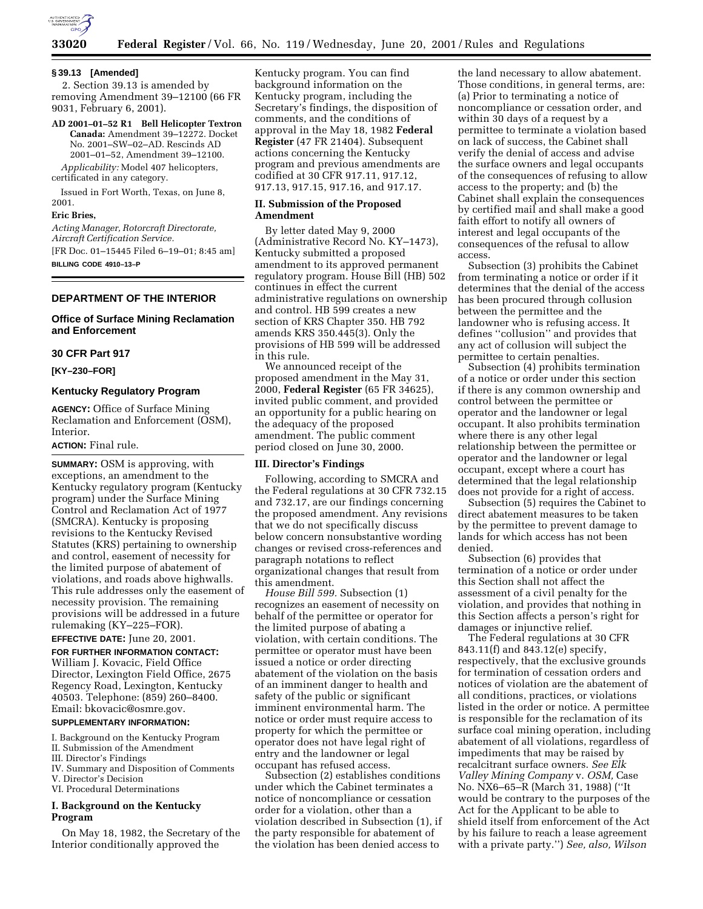### § 39.13 [Amended]

2. Section 39.13 is amended by removing Amendment 39–12100 (66 FR 9031, February 6, 2001).

**AD 2001–01–52 R1 Bell Helicopter Textron Canada:** Amendment 39–12272. Docket No. 2001–SW–02–AD. Rescinds AD 2001–01–52, Amendment 39–12100.

*Applicability:* Model 407 helicopters, certificated in any category.

Issued in Fort Worth, Texas, on June 8, 2001.

**Eric Bries,**

*Acting Manager, Rotorcraft Directorate, Aircraft Certification Service.*

[FR Doc. 01–15445 Filed 6–19–01; 8:45 am]

**BILLING CODE 4910–13–P**

---

## DEPARTMENT OF THE INTERIOR

## Office of Surface Mining Reclamation and Enforcement

### 30 CFR Part 917

**[KY–230–FOR]**

### Kentucky Regulatory Program

**AGENCY:** Office of Surface Mining Reclamation and Enforcement (OSM), Interior.

**ACTION:** Final rule.

**SUMMARY:** OSM is approving, with exceptions, an amendment to the Kentucky regulatory program (Kentucky program) under the Surface Mining Control and Reclamation Act of 1977 (SMCRA). Kentucky is proposing revisions to the Kentucky Revised Statutes (KRS) pertaining to ownership and control, easement of necessity for the limited purpose of abatement of violations, and roads above highwalls. This rule addresses only the easement of necessity provision. The remaining provisions will be addressed in a future rulemaking (KY–225–FOR).

**EFFECTIVE DATE:** June 20, 2001.

**FOR FURTHER INFORMATION CONTACT:** William J. Kovacic, Field Office Director, Lexington Field Office, 2675 Regency Road, Lexington, Kentucky 40503. Telephone: (859) 260–8400. Email: bkovacic@osmre.gov.

**SUPPLEMENTARY INFORMATION:**

I. Background on the Kentucky Program
II. Submission of the Amendment
III. Director's Findings
IV. Summary and Disposition of Comments
V. Director's Decision
VI. Procedural Determinations

### I. Background on the Kentucky Program

On May 18, 1982, the Secretary of the Interior conditionally approved the Kentucky program. You can find background information on the Kentucky program, including the Secretary's findings, the disposition of comments, and the conditions of approval in the May 18, 1982 **Federal Register** (47 FR 21404). Subsequent actions concerning the Kentucky program and previous amendments are codified at 30 CFR 917.11, 917.12, 917.13, 917.15, 917.16, and 917.17.

### II. Submission of the Proposed Amendment

By letter dated May 9, 2000 (Administrative Record No. KY–1473), Kentucky submitted a proposed amendment to its approved permanent regulatory program. House Bill (HB) 502 continues in effect the current administrative regulations on ownership and control. HB 599 creates a new section of KRS Chapter 350. HB 792 amends KRS 350.445(3). Only the provisions of HB 599 will be addressed in this rule.

We announced receipt of the proposed amendment in the May 31, 2000, **Federal Register** (65 FR 34625), invited public comment, and provided an opportunity for a public hearing on the adequacy of the proposed amendment. The public comment period closed on June 30, 2000.

### III. Director's Findings

Following, according to SMCRA and the Federal regulations at 30 CFR 732.15 and 732.17, are our findings concerning the proposed amendment. Any revisions that we do not specifically discuss below concern nonsubstantive wording changes or revised cross-references and paragraph notations to reflect organizational changes that result from this amendment.

*House Bill 599.* Subsection (1) recognizes an easement of necessity on behalf of the permittee or operator for the limited purpose of abating a violation, with certain conditions. The permittee or operator must have been issued a notice or order directing abatement of the violation on the basis of an imminent danger to health and safety of the public or significant imminent environmental harm. The notice or order must require access to property for which the permittee or operator does not have legal right of entry and the landowner or legal occupant has refused access.

Subsection (2) establishes conditions under which the Cabinet terminates a notice of noncompliance or cessation order for a violation, other than a violation described in Subsection (1), if the party responsible for abatement of the violation has been denied access to the land necessary to allow abatement. Those conditions, in general terms, are: (a) Prior to terminating a notice of noncompliance or cessation order, and within 30 days of a request by a permittee to terminate a violation based on lack of success, the Cabinet shall verify the denial of access and advise the surface owners and legal occupants of the consequences of refusing to allow access to the property; and (b) the Cabinet shall explain the consequences by certified mail and shall make a good faith effort to notify all owners of interest and legal occupants of the consequences of the refusal to allow access.

Subsection (3) prohibits the Cabinet from terminating a notice or order if it determines that the denial of the access has been procured through collusion between the permittee and the landowner who is refusing access. It defines "collusion" and provides that any act of collusion will subject the permittee to certain penalties.

Subsection (4) prohibits termination of a notice or order under this section if there is any common ownership and control between the permittee or operator and the landowner or legal occupant. It also prohibits termination where there is any other legal relationship between the permittee or operator and the landowner or legal occupant, except where a court has determined that the legal relationship does not provide for a right of access.

Subsection (5) requires the Cabinet to direct abatement measures to be taken by the permittee to prevent damage to lands for which access has not been denied.

Subsection (6) provides that termination of a notice or order under this Section shall not affect the assessment of a civil penalty for the violation, and provides that nothing in this Section affects a person's right for damages or injunctive relief.

The Federal regulations at 30 CFR 843.11(f) and 843.12(e) specify, respectively, that the exclusive grounds for termination of cessation orders and notices of violation are the abatement of all conditions, practices, or violations listed in the order or notice. A permittee is responsible for the reclamation of its surface coal mining operation, including abatement of all violations, regardless of impediments that may be raised by recalcitrant surface owners. *See Elk Valley Mining Company* v. *OSM,* Case No. NX6–65–R (March 31, 1988) ("It would be contrary to the purposes of the Act for the Applicant to be able to shield itself from enforcement of the Act by his failure to reach a lease agreement with a private party.") *See, also, Wilson*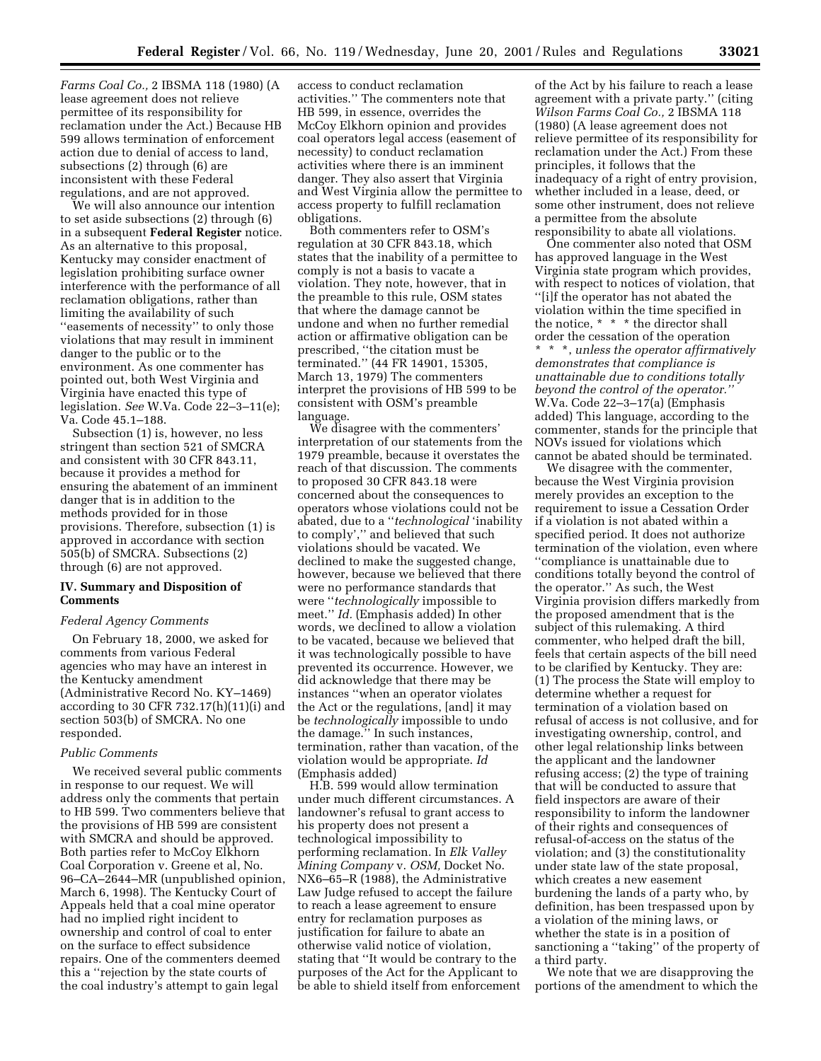*Farms Coal Co.,* 2 IBSMA 118 (1980) (A lease agreement does not relieve permittee of its responsibility for reclamation under the Act.) Because HB 599 allows termination of enforcement action due to denial of access to land, subsections (2) through (6) are inconsistent with these Federal regulations, and are not approved.

We will also announce our intention to set aside subsections (2) through (6) in a subsequent **Federal Register** notice. As an alternative to this proposal, Kentucky may consider enactment of legislation prohibiting surface owner interference with the performance of all reclamation obligations, rather than limiting the availability of such ''easements of necessity'' to only those violations that may result in imminent danger to the public or to the environment. As one commenter has pointed out, both West Virginia and Virginia have enacted this type of legislation. *See* W.Va. Code 22–3–11(e); Va. Code 45.1–188.

Subsection (1) is, however, no less stringent than section 521 of SMCRA and consistent with 30 CFR 843.11, because it provides a method for ensuring the abatement of an imminent danger that is in addition to the methods provided for in those provisions. Therefore, subsection (1) is approved in accordance with section 505(b) of SMCRA. Subsections (2) through (6) are not approved.

## IV. Summary and Disposition of Comments

*Federal Agency Comments*

On February 18, 2000, we asked for comments from various Federal agencies who may have an interest in the Kentucky amendment (Administrative Record No. KY–1469) according to 30 CFR 732.17(h)(11)(i) and section 503(b) of SMCRA. No one responded.

*Public Comments*

We received several public comments in response to our request. We will address only the comments that pertain to HB 599. Two commenters believe that the provisions of HB 599 are consistent with SMCRA and should be approved. Both parties refer to McCoy Elkhorn Coal Corporation v. Greene et al, No. 96–CA–2644–MR (unpublished opinion, March 6, 1998). The Kentucky Court of Appeals held that a coal mine operator had no implied right incident to ownership and control of coal to enter on the surface to effect subsidence repairs. One of the commenters deemed this a ''rejection by the state courts of the coal industry's attempt to gain legal access to conduct reclamation activities.'' The commenters note that HB 599, in essence, overrides the McCoy Elkhorn opinion and provides coal operators legal access (easement of necessity) to conduct reclamation activities where there is an imminent danger. They also assert that Virginia and West Virginia allow the permittee to access property to fulfill reclamation obligations.

Both commenters refer to OSM's regulation at 30 CFR 843.18, which states that the inability of a permittee to comply is not a basis to vacate a violation. They note, however, that in the preamble to this rule, OSM states that where the damage cannot be undone and when no further remedial action or affirmative obligation can be prescribed, ''the citation must be terminated.'' (44 FR 14901, 15305, March 13, 1979) The commenters interpret the provisions of HB 599 to be consistent with OSM's preamble language.

We disagree with the commenters' interpretation of our statements from the 1979 preamble, because it overstates the reach of that discussion. The comments to proposed 30 CFR 843.18 were concerned about the consequences to operators whose violations could not be abated, due to a ''*technological* 'inability to comply','' and believed that such violations should be vacated. We declined to make the suggested change, however, because we believed that there were no performance standards that were ''*technologically* impossible to meet.'' *Id.* (Emphasis added) In other words, we declined to allow a violation to be vacated, because we believed that it was technologically possible to have prevented its occurrence. However, we did acknowledge that there may be instances ''when an operator violates the Act or the regulations, [and] it may be *technologically* impossible to undo the damage.'' In such instances, termination, rather than vacation, of the violation would be appropriate. *Id* (Emphasis added)

H.B. 599 would allow termination under much different circumstances. A landowner's refusal to grant access to his property does not present a technological impossibility to performing reclamation. In *Elk Valley Mining Company* v. *OSM,* Docket No. NX6–65–R (1988), the Administrative Law Judge refused to accept the failure to reach a lease agreement to ensure entry for reclamation purposes as justification for failure to abate an otherwise valid notice of violation, stating that ''It would be contrary to the purposes of the Act for the Applicant to be able to shield itself from enforcement of the Act by his failure to reach a lease agreement with a private party.'' (citing *Wilson Farms Coal Co.,* 2 IBSMA 118 (1980) (A lease agreement does not relieve permittee of its responsibility for reclamation under the Act.) From these principles, it follows that the inadequacy of a right of entry provision, whether included in a lease, deed, or some other instrument, does not relieve a permittee from the absolute responsibility to abate all violations.

One commenter also noted that OSM has approved language in the West Virginia state program which provides, with respect to notices of violation, that ''[i]f the operator has not abated the violation within the time specified in the notice, * * * the director shall order the cessation of the operation * * *, *unless the operator affirmatively demonstrates that compliance is unattainable due to conditions totally beyond the control of the operator.''* W.Va. Code 22–3–17(a) (Emphasis added) This language, according to the commenter, stands for the principle that NOVs issued for violations which cannot be abated should be terminated.

We disagree with the commenter, because the West Virginia provision merely provides an exception to the requirement to issue a Cessation Order if a violation is not abated within a specified period. It does not authorize termination of the violation, even where ''compliance is unattainable due to conditions totally beyond the control of the operator.'' As such, the West Virginia provision differs markedly from the proposed amendment that is the subject of this rulemaking. A third commenter, who helped draft the bill, feels that certain aspects of the bill need to be clarified by Kentucky. They are: (1) The process the State will employ to determine whether a request for termination of a violation based on refusal of access is not collusive, and for investigating ownership, control, and other legal relationship links between the applicant and the landowner refusing access; (2) the type of training that will be conducted to assure that field inspectors are aware of their responsibility to inform the landowner of their rights and consequences of refusal-of-access on the status of the violation; and (3) the constitutionality under state law of the state proposal, which creates a new easement burdening the lands of a party who, by definition, has been trespassed upon by a violation of the mining laws, or whether the state is in a position of sanctioning a ''taking'' of the property of a third party.

We note that we are disapproving the portions of the amendment to which the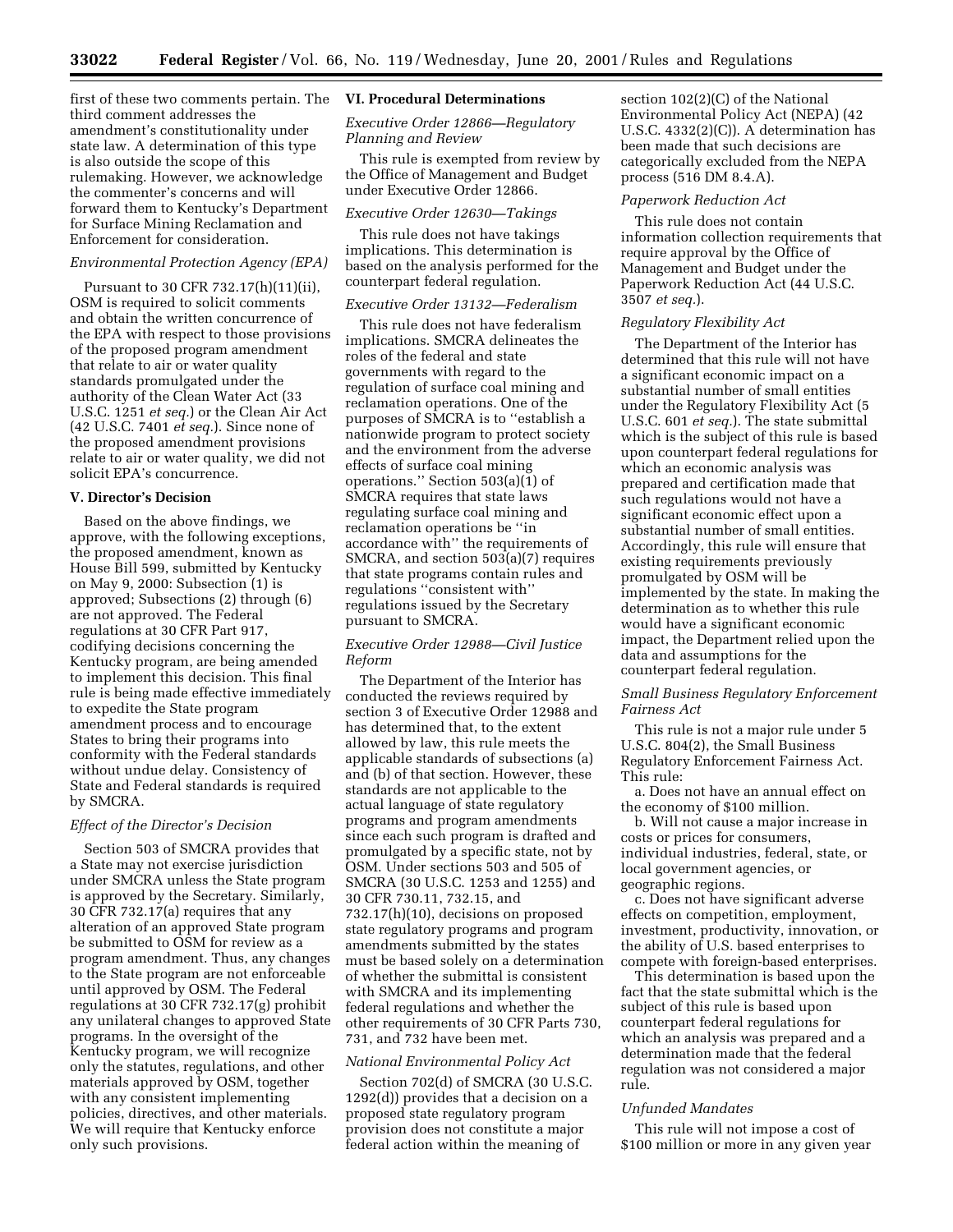first of these two comments pertain. The third comment addresses the amendment's constitutionality under state law. A determination of this type is also outside the scope of this rulemaking. However, we acknowledge the commenter's concerns and will forward them to Kentucky's Department for Surface Mining Reclamation and Enforcement for consideration.

*Environmental Protection Agency (EPA)*

Pursuant to 30 CFR 732.17(h)(11)(ii), OSM is required to solicit comments and obtain the written concurrence of the EPA with respect to those provisions of the proposed program amendment that relate to air or water quality standards promulgated under the authority of the Clean Water Act (33 U.S.C. 1251 *et seq.*) or the Clean Air Act (42 U.S.C. 7401 *et seq.*). Since none of the proposed amendment provisions relate to air or water quality, we did not solicit EPA's concurrence.

## V. Director's Decision

Based on the above findings, we approve, with the following exceptions, the proposed amendment, known as House Bill 599, submitted by Kentucky on May 9, 2000: Subsection (1) is approved; Subsections (2) through (6) are not approved. The Federal regulations at 30 CFR Part 917, codifying decisions concerning the Kentucky program, are being amended to implement this decision. This final rule is being made effective immediately to expedite the State program amendment process and to encourage States to bring their programs into conformity with the Federal standards without undue delay. Consistency of State and Federal standards is required by SMCRA.

*Effect of the Director's Decision*

Section 503 of SMCRA provides that a State may not exercise jurisdiction under SMCRA unless the State program is approved by the Secretary. Similarly, 30 CFR 732.17(a) requires that any alteration of an approved State program be submitted to OSM for review as a program amendment. Thus, any changes to the State program are not enforceable until approved by OSM. The Federal regulations at 30 CFR 732.17(g) prohibit any unilateral changes to approved State programs. In the oversight of the Kentucky program, we will recognize only the statutes, regulations, and other materials approved by OSM, together with any consistent implementing policies, directives, and other materials. We will require that Kentucky enforce only such provisions.

## VI. Procedural Determinations

*Executive Order 12866—Regulatory Planning and Review*

This rule is exempted from review by the Office of Management and Budget under Executive Order 12866.

*Executive Order 12630—Takings*

This rule does not have takings implications. This determination is based on the analysis performed for the counterpart federal regulation.

*Executive Order 13132—Federalism*

This rule does not have federalism implications. SMCRA delineates the roles of the federal and state governments with regard to the regulation of surface coal mining and reclamation operations. One of the purposes of SMCRA is to "establish a nationwide program to protect society and the environment from the adverse effects of surface coal mining operations." Section 503(a)(1) of SMCRA requires that state laws regulating surface coal mining and reclamation operations be "in accordance with" the requirements of SMCRA, and section 503(a)(7) requires that state programs contain rules and regulations "consistent with" regulations issued by the Secretary pursuant to SMCRA.

*Executive Order 12988—Civil Justice Reform*

The Department of the Interior has conducted the reviews required by section 3 of Executive Order 12988 and has determined that, to the extent allowed by law, this rule meets the applicable standards of subsections (a) and (b) of that section. However, these standards are not applicable to the actual language of state regulatory programs and program amendments since each such program is drafted and promulgated by a specific state, not by OSM. Under sections 503 and 505 of SMCRA (30 U.S.C. 1253 and 1255) and 30 CFR 730.11, 732.15, and 732.17(h)(10), decisions on proposed state regulatory programs and program amendments submitted by the states must be based solely on a determination of whether the submittal is consistent with SMCRA and its implementing federal regulations and whether the other requirements of 30 CFR Parts 730, 731, and 732 have been met.

*National Environmental Policy Act*

Section 702(d) of SMCRA (30 U.S.C. 1292(d)) provides that a decision on a proposed state regulatory program provision does not constitute a major federal action within the meaning of section 102(2)(C) of the National Environmental Policy Act (NEPA) (42 U.S.C. 4332(2)(C)). A determination has been made that such decisions are categorically excluded from the NEPA process (516 DM 8.4.A).

*Paperwork Reduction Act*

This rule does not contain information collection requirements that require approval by the Office of Management and Budget under the Paperwork Reduction Act (44 U.S.C. 3507 *et seq.*).

*Regulatory Flexibility Act*

The Department of the Interior has determined that this rule will not have a significant economic impact on a substantial number of small entities under the Regulatory Flexibility Act (5 U.S.C. 601 *et seq.*). The state submittal which is the subject of this rule is based upon counterpart federal regulations for which an economic analysis was prepared and certification made that such regulations would not have a significant economic effect upon a substantial number of small entities. Accordingly, this rule will ensure that existing requirements previously promulgated by OSM will be implemented by the state. In making the determination as to whether this rule would have a significant economic impact, the Department relied upon the data and assumptions for the counterpart federal regulation.

*Small Business Regulatory Enforcement Fairness Act*

This rule is not a major rule under 5 U.S.C. 804(2), the Small Business Regulatory Enforcement Fairness Act. This rule:

a. Does not have an annual effect on the economy of $100 million.

b. Will not cause a major increase in costs or prices for consumers, individual industries, federal, state, or local government agencies, or geographic regions.

c. Does not have significant adverse effects on competition, employment, investment, productivity, innovation, or the ability of U.S. based enterprises to compete with foreign-based enterprises.

This determination is based upon the fact that the state submittal which is the subject of this rule is based upon counterpart federal regulations for which an analysis was prepared and a determination made that the federal regulation was not considered a major rule.

*Unfunded Mandates*

This rule will not impose a cost of $100 million or more in any given year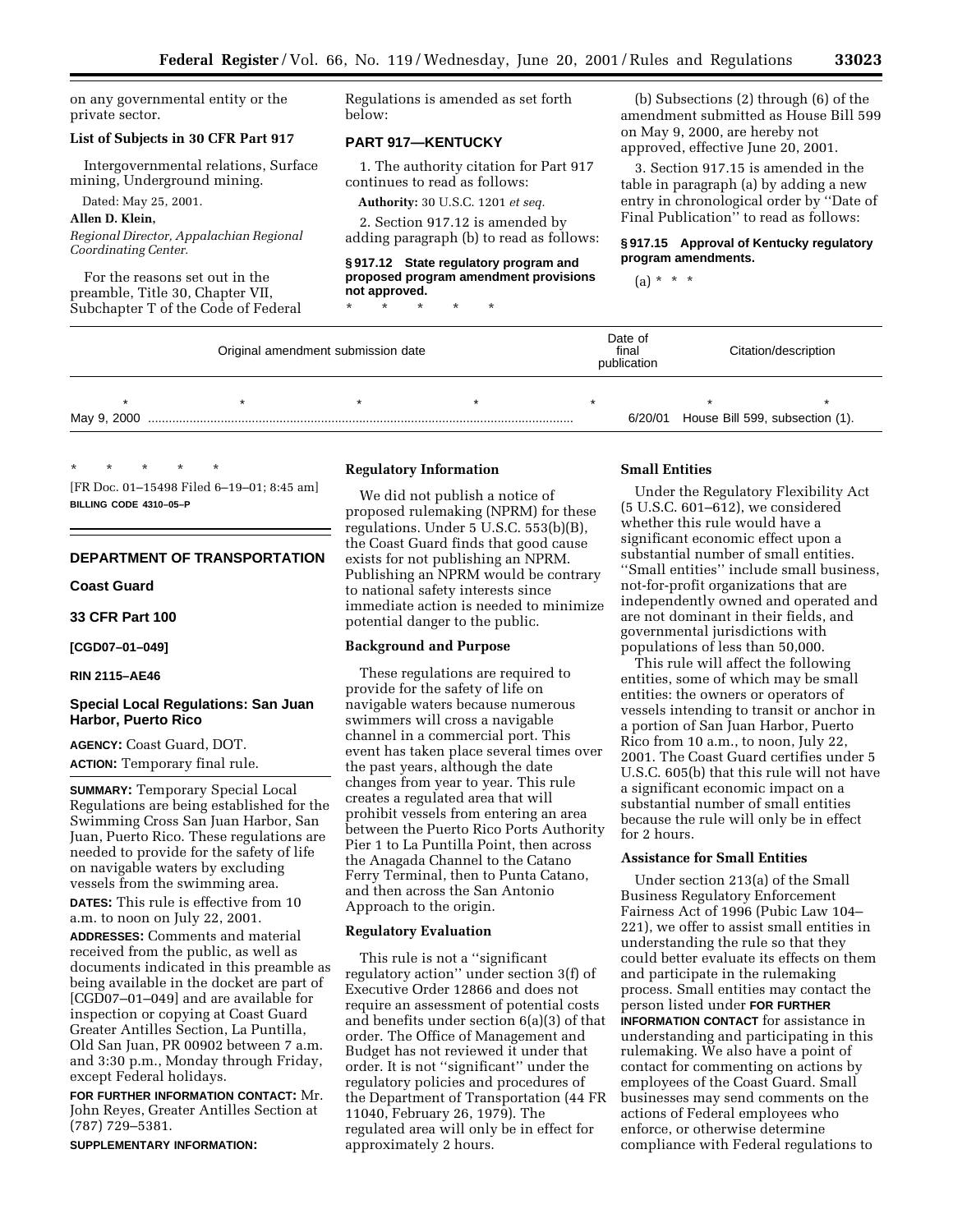on any governmental entity or the private sector.

**List of Subjects in 30 CFR Part 917**

Intergovernmental relations, Surface mining, Underground mining.

Dated: May 25, 2001.

**Allen D. Klein,**

*Regional Director, Appalachian Regional Coordinating Center.*

For the reasons set out in the preamble, Title 30, Chapter VII, Subchapter T of the Code of Federal Regulations is amended as set forth below:

## PART 917—KENTUCKY

1. The authority citation for Part 917 continues to read as follows:

**Authority:** 30 U.S.C. 1201 *et seq.*

2. Section 917.12 is amended by adding paragraph (b) to read as follows:

**§ 917.12 State regulatory program and proposed program amendment provisions not approved.**

\* \* \* \* \*

(b) Subsections (2) through (6) of the amendment submitted as House Bill 599 on May 9, 2000, are hereby not approved, effective June 20, 2001.

3. Section 917.15 is amended in the table in paragraph (a) by adding a new entry in chronological order by "Date of Final Publication" to read as follows:

**§ 917.15 Approval of Kentucky regulatory program amendments.**

(a) * * *

| Original amendment submission date | Date of final publication | Citation/description |
|---|---|---|
| \* \* \* \* \* | \* | \* |
| May 9, 2000 | 6/20/01 | House Bill 599, subsection (1). |

\* \* \* \* \*

[FR Doc. 01–15498 Filed 6–19–01; 8:45 am]

**BILLING CODE 4310–05–P**

---

**DEPARTMENT OF TRANSPORTATION**

**Coast Guard**

**33 CFR Part 100**

**[CGD07–01–049]**

**RIN 2115–AE46**

## Special Local Regulations: San Juan Harbor, Puerto Rico

**AGENCY:** Coast Guard, DOT.

**ACTION:** Temporary final rule.

**SUMMARY:** Temporary Special Local Regulations are being established for the Swimming Cross San Juan Harbor, San Juan, Puerto Rico. These regulations are needed to provide for the safety of life on navigable waters by excluding vessels from the swimming area.

**DATES:** This rule is effective from 10 a.m. to noon on July 22, 2001.

**ADDRESSES:** Comments and material received from the public, as well as documents indicated in this preamble as being available in the docket are part of [CGD07–01–049] and are available for inspection or copying at Coast Guard Greater Antilles Section, La Puntilla, Old San Juan, PR 00902 between 7 a.m. and 3:30 p.m., Monday through Friday, except Federal holidays.

**FOR FURTHER INFORMATION CONTACT:** Mr. John Reyes, Greater Antilles Section at (787) 729–5381.

**SUPPLEMENTARY INFORMATION:**

### Regulatory Information

We did not publish a notice of proposed rulemaking (NPRM) for these regulations. Under 5 U.S.C. 553(b)(B), the Coast Guard finds that good cause exists for not publishing an NPRM. Publishing an NPRM would be contrary to national safety interests since immediate action is needed to minimize potential danger to the public.

### Background and Purpose

These regulations are required to provide for the safety of life on navigable waters because numerous swimmers will cross a navigable channel in a commercial port. This event has taken place several times over the past years, although the date changes from year to year. This rule creates a regulated area that will prohibit vessels from entering an area between the Puerto Rico Ports Authority Pier 1 to La Puntilla Point, then across the Anagada Channel to the Catano Ferry Terminal, then to Punta Catano, and then across the San Antonio Approach to the origin.

### Regulatory Evaluation

This rule is not a "significant regulatory action" under section 3(f) of Executive Order 12866 and does not require an assessment of potential costs and benefits under section 6(a)(3) of that order. The Office of Management and Budget has not reviewed it under that order. It is not "significant" under the regulatory policies and procedures of the Department of Transportation (44 FR 11040, February 26, 1979). The regulated area will only be in effect for approximately 2 hours.

### Small Entities

Under the Regulatory Flexibility Act (5 U.S.C. 601–612), we considered whether this rule would have a significant economic effect upon a substantial number of small entities. "Small entities" include small business, not-for-profit organizations that are independently owned and operated and are not dominant in their fields, and governmental jurisdictions with populations of less than 50,000.

This rule will affect the following entities, some of which may be small entities: the owners or operators of vessels intending to transit or anchor in a portion of San Juan Harbor, Puerto Rico from 10 a.m., to noon, July 22, 2001. The Coast Guard certifies under 5 U.S.C. 605(b) that this rule will not have a significant economic impact on a substantial number of small entities because the rule will only be in effect for 2 hours.

### Assistance for Small Entities

Under section 213(a) of the Small Business Regulatory Enforcement Fairness Act of 1996 (Pubic Law 104–221), we offer to assist small entities in understanding the rule so that they could better evaluate its effects on them and participate in the rulemaking process. Small entities may contact the person listed under **FOR FURTHER INFORMATION CONTACT** for assistance in understanding and participating in this rulemaking. We also have a point of contact for commenting on actions by employees of the Coast Guard. Small businesses may send comments on the actions of Federal employees who enforce, or otherwise determine compliance with Federal regulations to